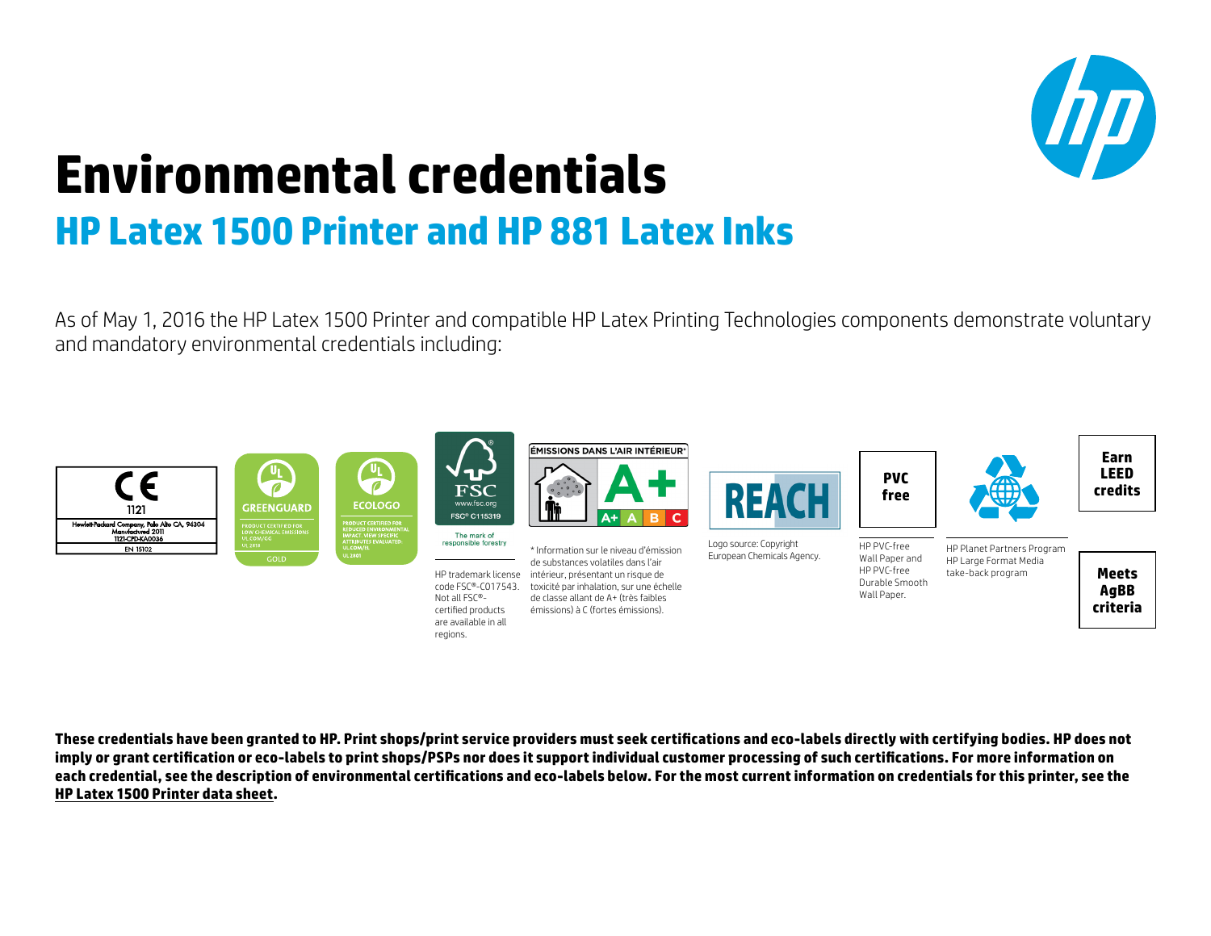# Environmental credentials

## HP Latex 1500 Printer and HP 881 Latex Inks

As of May 1, 2016 the HP Latex 1500 Printer and compatible HP Latex Printing Technologies components demonstrate voluntary and mandatory environmental credentials including:

CE
1121
Hewlett-Packard Company, Palo Alto CA, 94304
Manufactured 2011
1121-CPD-KA0036
EN 15102

GREENGUARD
PRODUCT CERTIFIED FOR LOW CHEMICAL EMISSIONS
UL.COM/GG
UL 2818
GOLD

ECOLOGO
PRODUCT CERTIFIED FOR REDUCED ENVIRONMENTAL IMPACT. VIEW SPECIFIC ATTRIBUTES EVALUATED: UL.COM/EL
UL 2801

FSC
www.fsc.org
FSC® C115319
The mark of responsible forestry

HP trademark license code FSC®-C017543. Not all FSC®-certified products are available in all regions.

ÉMISSIONS DANS L'AIR INTÉRIEUR*
A+
A+ A B C

* Information sur le niveau d'émission de substances volatiles dans l'air intérieur, présentant un risque de toxicité par inhalation, sur une échelle de classe allant de A+ (très faibles émissions) à C (fortes émissions).

REACH

Logo source: Copyright European Chemicals Agency.

**PVC free**

HP PVC-free Wall Paper and HP PVC-free Durable Smooth Wall Paper.

HP Planet Partners Program
HP Large Format Media take-back program

**Earn LEED credits**

**Meets AgBB criteria**

**These credentials have been granted to HP. Print shops/print service providers must seek certifications and eco-labels directly with certifying bodies. HP does not imply or grant certification or eco-labels to print shops/PSPs nor does it support individual customer processing of such certifications. For more information on each credential, see the description of environmental certifications and eco-labels below. For the most current information on credentials for this printer, see the HP Latex 1500 Printer data sheet.**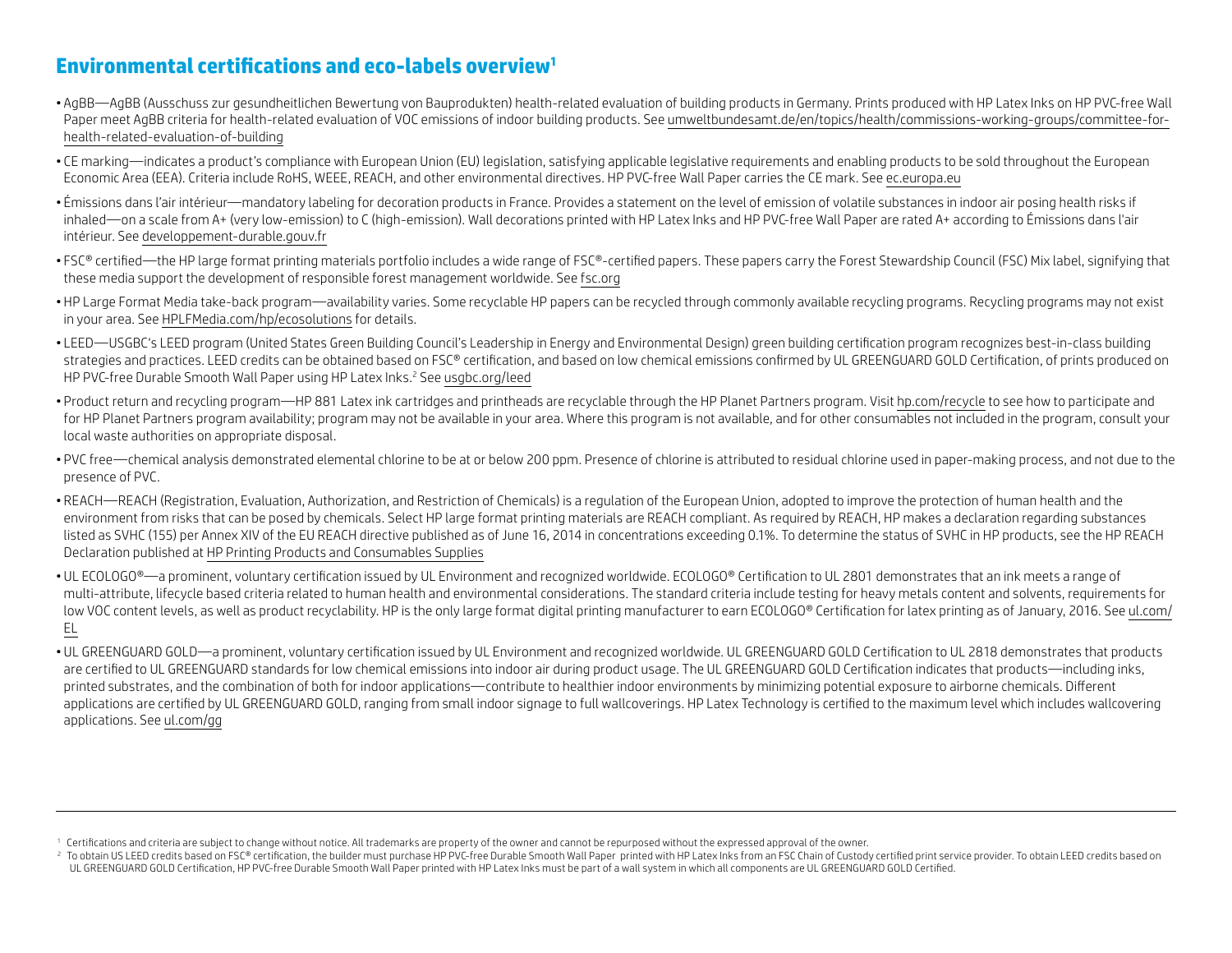## Environmental certifications and eco-labels overview[1]

- AgBB—AgBB (Ausschuss zur gesundheitlichen Bewertung von Bauprodukten) health-related evaluation of building products in Germany. Prints produced with HP Latex Inks on HP PVC-free Wall Paper meet AgBB criteria for health-related evaluation of VOC emissions of indoor building products. See umweltbundesamt.de/en/topics/health/commissions-working-groups/committee-for-health-related-evaluation-of-building
- CE marking—indicates a product's compliance with European Union (EU) legislation, satisfying applicable legislative requirements and enabling products to be sold throughout the European Economic Area (EEA). Criteria include RoHS, WEEE, REACH, and other environmental directives. HP PVC-free Wall Paper carries the CE mark. See ec.europa.eu
- Émissions dans l'air intérieur—mandatory labeling for decoration products in France. Provides a statement on the level of emission of volatile substances in indoor air posing health risks if inhaled—on a scale from A+ (very low-emission) to C (high-emission). Wall decorations printed with HP Latex Inks and HP PVC-free Wall Paper are rated A+ according to Émissions dans l'air intérieur. See developpement-durable.gouv.fr
- FSC® certified—the HP large format printing materials portfolio includes a wide range of FSC®-certified papers. These papers carry the Forest Stewardship Council (FSC) Mix label, signifying that these media support the development of responsible forest management worldwide. See fsc.org
- HP Large Format Media take-back program—availability varies. Some recyclable HP papers can be recycled through commonly available recycling programs. Recycling programs may not exist in your area. See HPLFMedia.com/hp/ecosolutions for details.
- LEED—USGBC's LEED program (United States Green Building Council's Leadership in Energy and Environmental Design) green building certification program recognizes best-in-class building strategies and practices. LEED credits can be obtained based on FSC® certification, and based on low chemical emissions confirmed by UL GREENGUARD GOLD Certification, of prints produced on HP PVC-free Durable Smooth Wall Paper using HP Latex Inks.[2] See usgbc.org/leed
- Product return and recycling program—HP 881 Latex ink cartridges and printheads are recyclable through the HP Planet Partners program. Visit hp.com/recycle to see how to participate and for HP Planet Partners program availability; program may not be available in your area. Where this program is not available, and for other consumables not included in the program, consult your local waste authorities on appropriate disposal.
- PVC free—chemical analysis demonstrated elemental chlorine to be at or below 200 ppm. Presence of chlorine is attributed to residual chlorine used in paper-making process, and not due to the presence of PVC.
- REACH—REACH (Registration, Evaluation, Authorization, and Restriction of Chemicals) is a regulation of the European Union, adopted to improve the protection of human health and the environment from risks that can be posed by chemicals. Select HP large format printing materials are REACH compliant. As required by REACH, HP makes a declaration regarding substances listed as SVHC (155) per Annex XIV of the EU REACH directive published as of June 16, 2014 in concentrations exceeding 0.1%. To determine the status of SVHC in HP products, see the HP REACH Declaration published at HP Printing Products and Consumables Supplies
- UL ECOLOGO®—a prominent, voluntary certification issued by UL Environment and recognized worldwide. ECOLOGO® Certification to UL 2801 demonstrates that an ink meets a range of multi-attribute, lifecycle based criteria related to human health and environmental considerations. The standard criteria include testing for heavy metals content and solvents, requirements for low VOC content levels, as well as product recyclability. HP is the only large format digital printing manufacturer to earn ECOLOGO® Certification for latex printing as of January, 2016. See ul.com/EL
- UL GREENGUARD GOLD—a prominent, voluntary certification issued by UL Environment and recognized worldwide. UL GREENGUARD GOLD Certification to UL 2818 demonstrates that products are certified to UL GREENGUARD standards for low chemical emissions into indoor air during product usage. The UL GREENGUARD GOLD Certification indicates that products—including inks, printed substrates, and the combination of both for indoor applications—contribute to healthier indoor environments by minimizing potential exposure to airborne chemicals. Different applications are certified by UL GREENGUARD GOLD, ranging from small indoor signage to full wallcoverings. HP Latex Technology is certified to the maximum level which includes wallcovering applications. See ul.com/gg

---

[1] Certifications and criteria are subject to change without notice. All trademarks are property of the owner and cannot be repurposed without the expressed approval of the owner.

[2] To obtain US LEED credits based on FSC® certification, the builder must purchase HP PVC-free Durable Smooth Wall Paper printed with HP Latex Inks from an FSC Chain of Custody certified print service provider. To obtain LEED credits based on UL GREENGUARD GOLD Certification, HP PVC-free Durable Smooth Wall Paper printed with HP Latex Inks must be part of a wall system in which all components are UL GREENGUARD GOLD Certified.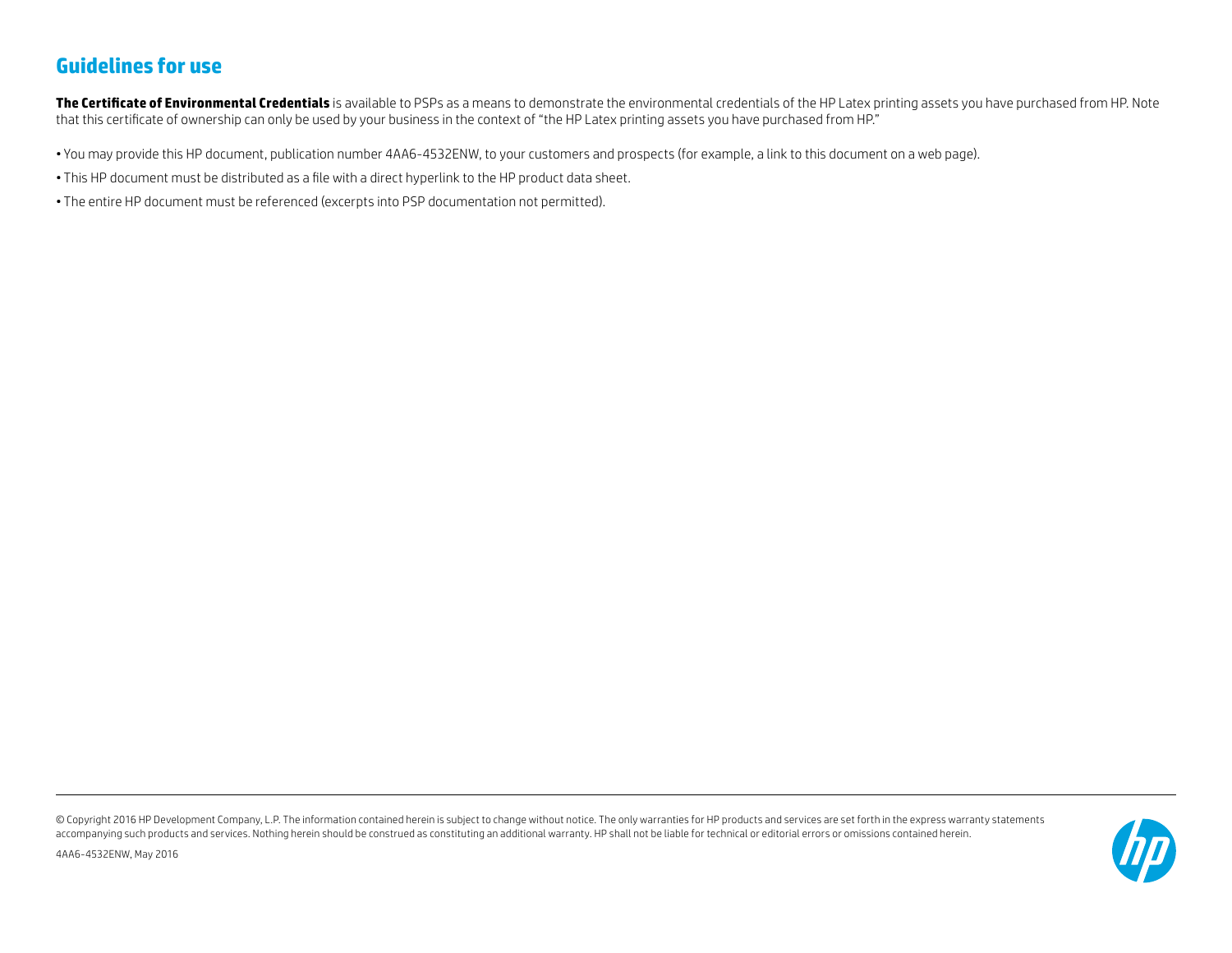## Guidelines for use

**The Certificate of Environmental Credentials** is available to PSPs as a means to demonstrate the environmental credentials of the HP Latex printing assets you have purchased from HP. Note that this certificate of ownership can only be used by your business in the context of "the HP Latex printing assets you have purchased from HP."

- You may provide this HP document, publication number 4AA6-4532ENW, to your customers and prospects (for example, a link to this document on a web page).
- This HP document must be distributed as a file with a direct hyperlink to the HP product data sheet.
- The entire HP document must be referenced (excerpts into PSP documentation not permitted).

---

© Copyright 2016 HP Development Company, L.P. The information contained herein is subject to change without notice. The only warranties for HP products and services are set forth in the express warranty statements accompanying such products and services. Nothing herein should be construed as constituting an additional warranty. HP shall not be liable for technical or editorial errors or omissions contained herein.

4AA6-4532ENW, May 2016